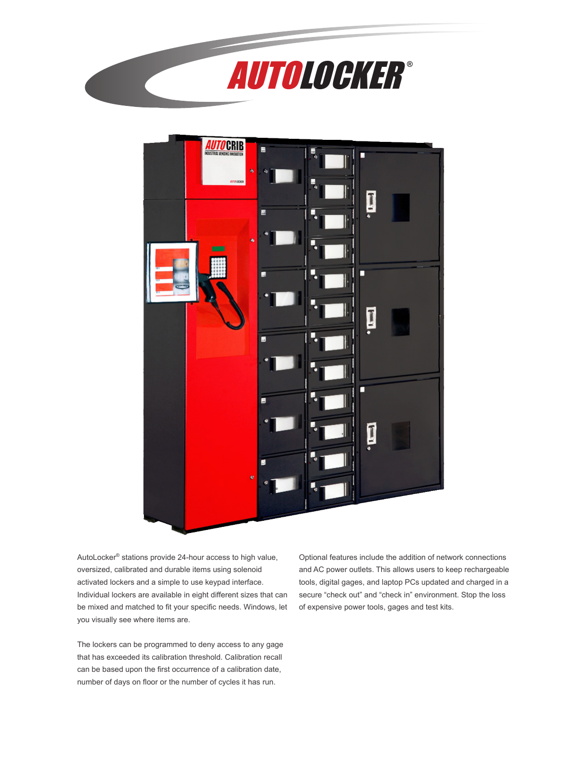# AUTOLOCKER®

AutoLocker® stations provide 24-hour access to high value, oversized, calibrated and durable items using solenoid activated lockers and a simple to use keypad interface. Individual lockers are available in eight different sizes that can be mixed and matched to fit your specific needs. Windows, let you visually see where items are.

The lockers can be programmed to deny access to any gage that has exceeded its calibration threshold. Calibration recall can be based upon the first occurrence of a calibration date, number of days on floor or the number of cycles it has run.

Optional features include the addition of network connections and AC power outlets. This allows users to keep rechargeable tools, digital gages, and laptop PCs updated and charged in a secure "check out" and "check in" environment. Stop the loss of expensive power tools, gages and test kits.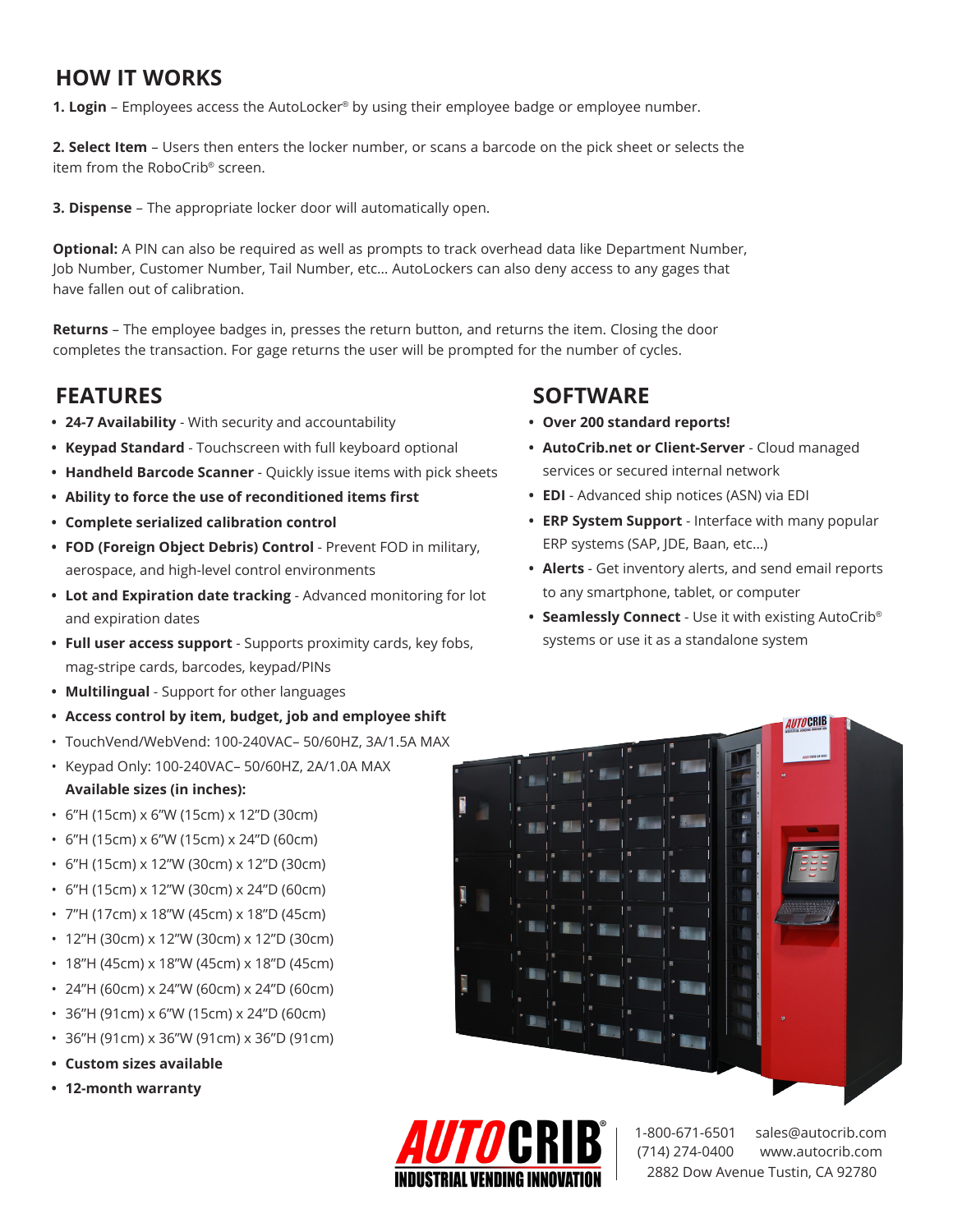## HOW IT WORKS

**1. Login** – Employees access the AutoLocker® by using their employee badge or employee number.

**2. Select Item** – Users then enters the locker number, or scans a barcode on the pick sheet or selects the item from the RoboCrib® screen.

**3. Dispense** – The appropriate locker door will automatically open.

**Optional:** A PIN can also be required as well as prompts to track overhead data like Department Number, Job Number, Customer Number, Tail Number, etc... AutoLockers can also deny access to any gages that have fallen out of calibration.

**Returns** – The employee badges in, presses the return button, and returns the item. Closing the door completes the transaction. For gage returns the user will be prompted for the number of cycles.

## FEATURES

- **24-7 Availability** - With security and accountability
- **Keypad Standard** - Touchscreen with full keyboard optional
- **Handheld Barcode Scanner** - Quickly issue items with pick sheets
- **Ability to force the use of reconditioned items first**
- **Complete serialized calibration control**
- **FOD (Foreign Object Debris) Control** - Prevent FOD in military, aerospace, and high-level control environments
- **Lot and Expiration date tracking** - Advanced monitoring for lot and expiration dates
- **Full user access support** - Supports proximity cards, key fobs, mag-stripe cards, barcodes, keypad/PINs
- **Multilingual** - Support for other languages
- **Access control by item, budget, job and employee shift**
- TouchVend/WebVend: 100-240VAC– 50/60HZ, 3A/1.5A MAX
- Keypad Only: 100-240VAC– 50/60HZ, 2A/1.0A MAX

  **Available sizes (in inches):**
- 6"H (15cm) x 6"W (15cm) x 12"D (30cm)
- 6"H (15cm) x 6"W (15cm) x 24"D (60cm)
- 6"H (15cm) x 12"W (30cm) x 12"D (30cm)
- 6"H (15cm) x 12"W (30cm) x 24"D (60cm)
- 7"H (17cm) x 18"W (45cm) x 18"D (45cm)
- 12"H (30cm) x 12"W (30cm) x 12"D (30cm)
- 18"H (45cm) x 18"W (45cm) x 18"D (45cm)
- 24"H (60cm) x 24"W (60cm) x 24"D (60cm)
- 36"H (91cm) x 6"W (15cm) x 24"D (60cm)
- 36"H (91cm) x 36"W (91cm) x 36"D (91cm)
- **Custom sizes available**
- **12-month warranty**

## SOFTWARE

- **Over 200 standard reports!**
- **AutoCrib.net or Client-Server** - Cloud managed services or secured internal network
- **EDI** - Advanced ship notices (ASN) via EDI
- **ERP System Support** - Interface with many popular ERP systems (SAP, JDE, Baan, etc...)
- **Alerts** - Get inventory alerts, and send email reports to any smartphone, tablet, or computer
- **Seamlessly Connect** - Use it with existing AutoCrib® systems or use it as a standalone system

AUTOCRIB® INDUSTRIAL VENDING INNOVATION

1-800-671-6501 sales@autocrib.com
(714) 274-0400 www.autocrib.com
2882 Dow Avenue Tustin, CA 92780